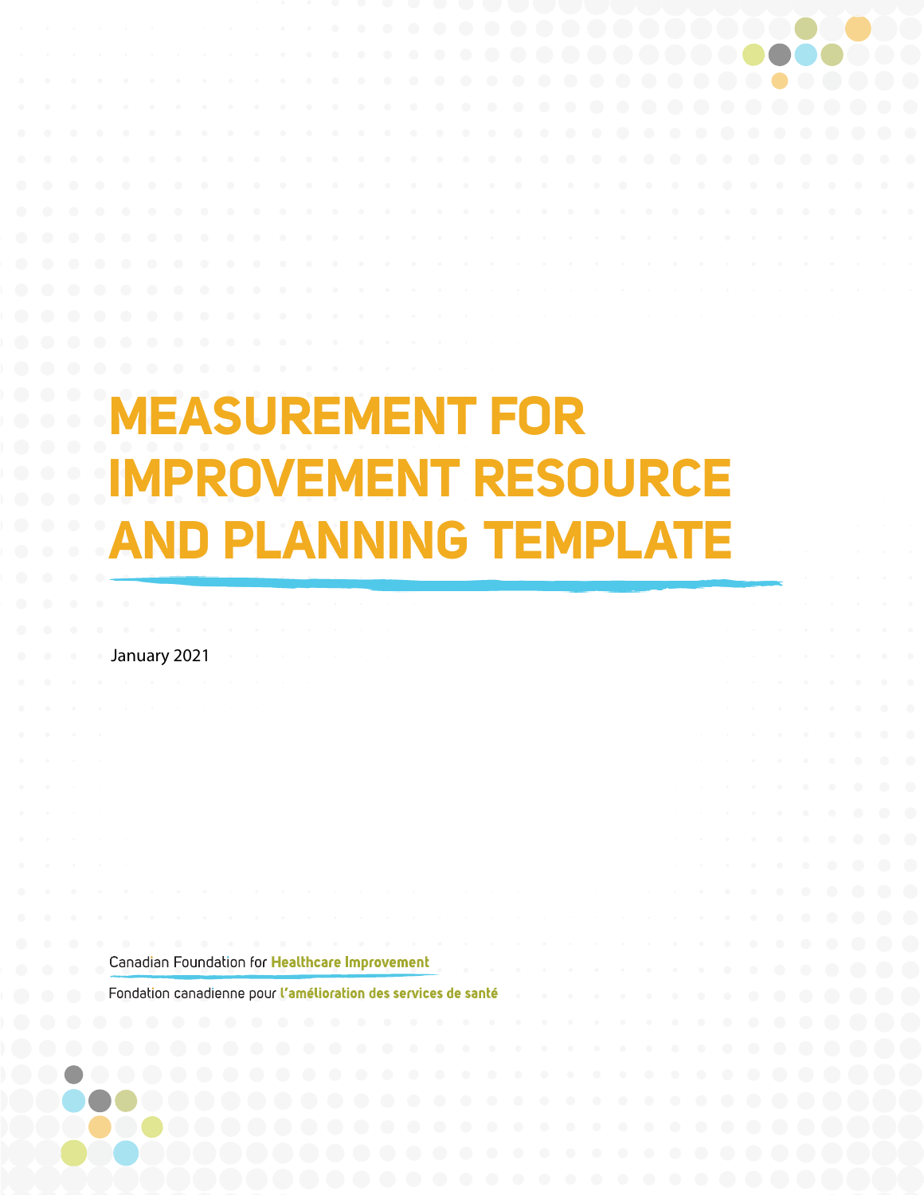# MEASUREMENT FOR IMPROVEMENT RESOURCE AND PLANNING TEMPLATE

January 2021

Canadian Foundation for **Healthcare Improvement**

Fondation canadienne pour **l'amélioration des services de santé**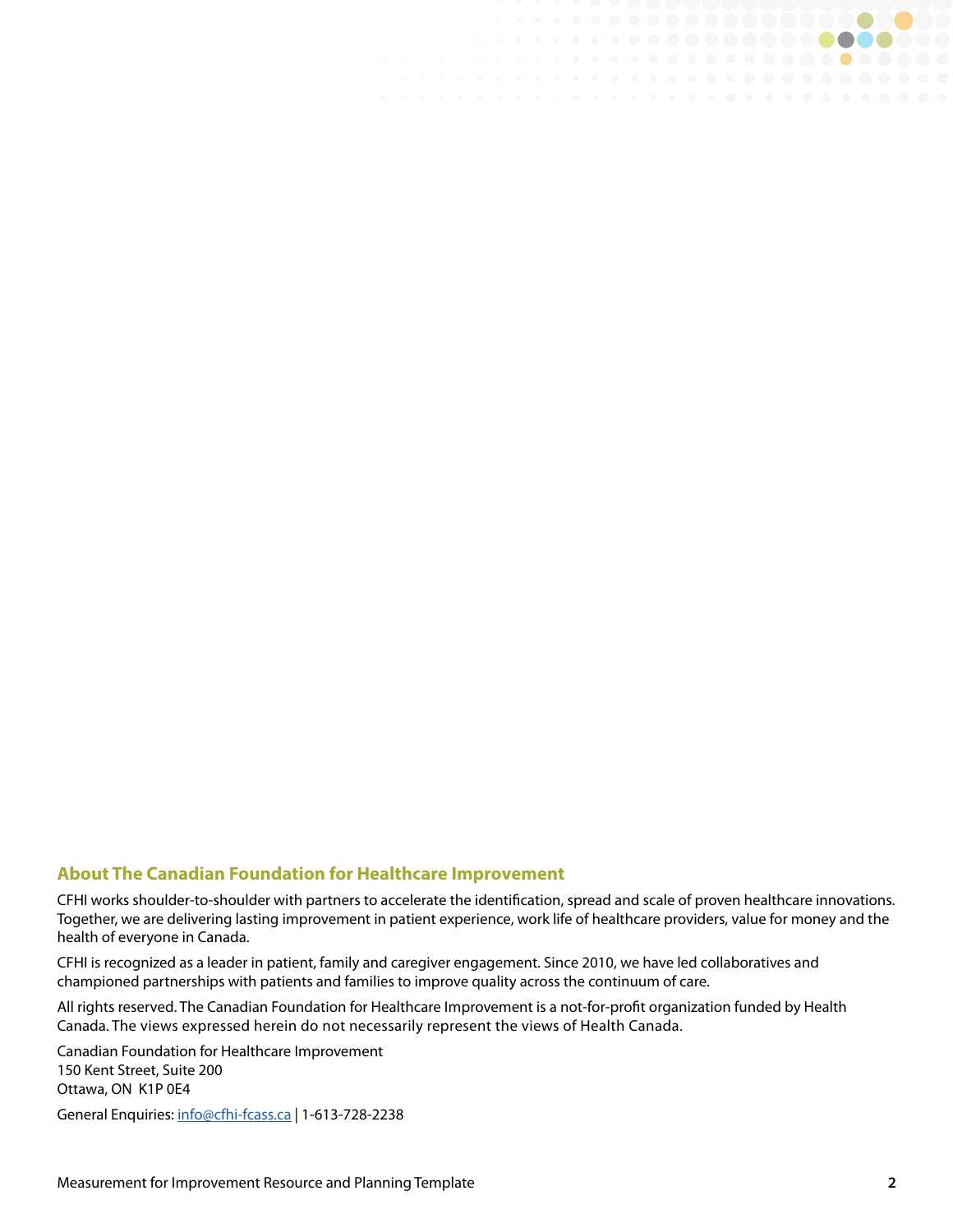## About The Canadian Foundation for Healthcare Improvement

CFHI works shoulder-to-shoulder with partners to accelerate the identification, spread and scale of proven healthcare innovations. Together, we are delivering lasting improvement in patient experience, work life of healthcare providers, value for money and the health of everyone in Canada.

CFHI is recognized as a leader in patient, family and caregiver engagement. Since 2010, we have led collaboratives and championed partnerships with patients and families to improve quality across the continuum of care.

All rights reserved. The Canadian Foundation for Healthcare Improvement is a not-for-profit organization funded by Health Canada. The views expressed herein do not necessarily represent the views of Health Canada.

Canadian Foundation for Healthcare Improvement
150 Kent Street, Suite 200
Ottawa, ON K1P 0E4

General Enquiries: info@cfhi-fcass.ca | 1-613-728-2238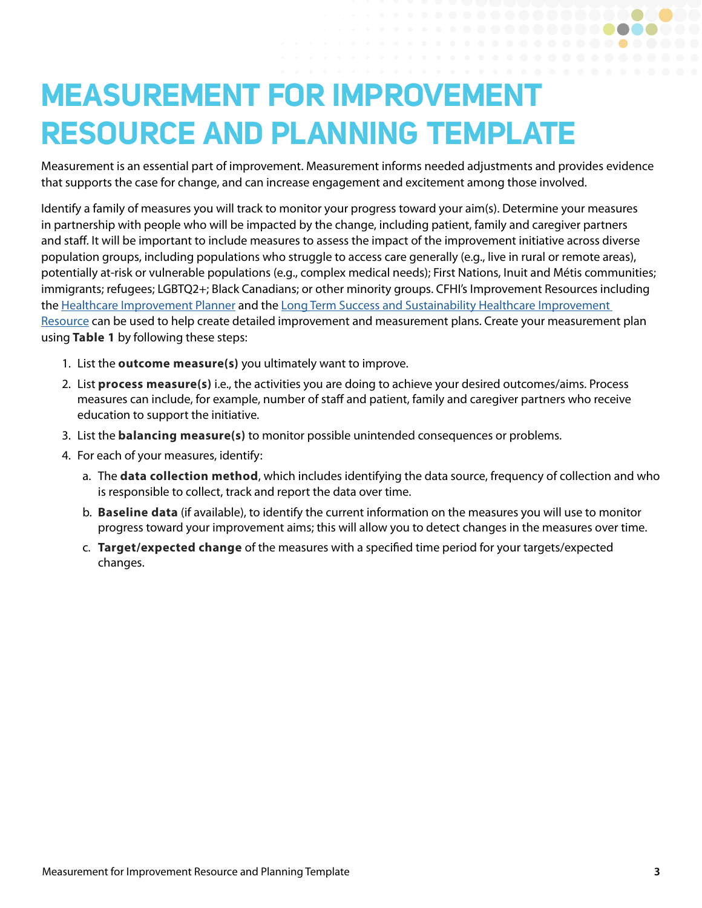# MEASUREMENT FOR IMPROVEMENT RESOURCE AND PLANNING TEMPLATE

Measurement is an essential part of improvement. Measurement informs needed adjustments and provides evidence that supports the case for change, and can increase engagement and excitement among those involved.

Identify a family of measures you will track to monitor your progress toward your aim(s). Determine your measures in partnership with people who will be impacted by the change, including patient, family and caregiver partners and staff. It will be important to include measures to assess the impact of the improvement initiative across diverse population groups, including populations who struggle to access care generally (e.g., live in rural or remote areas), potentially at-risk or vulnerable populations (e.g., complex medical needs); First Nations, Inuit and Métis communities; immigrants; refugees; LGBTQ2+; Black Canadians; or other minority groups. CFHI's Improvement Resources including the [Healthcare Improvement Planner] and the [Long Term Success and Sustainability Healthcare Improvement Resource] can be used to help create detailed improvement and measurement plans. Create your measurement plan using **Table 1** by following these steps:

1. List the **outcome measure(s)** you ultimately want to improve.
2. List **process measure(s)** i.e., the activities you are doing to achieve your desired outcomes/aims. Process measures can include, for example, number of staff and patient, family and caregiver partners who receive education to support the initiative.
3. List the **balancing measure(s)** to monitor possible unintended consequences or problems.
4. For each of your measures, identify:
   a. The **data collection method**, which includes identifying the data source, frequency of collection and who is responsible to collect, track and report the data over time.
   b. **Baseline data** (if available), to identify the current information on the measures you will use to monitor progress toward your improvement aims; this will allow you to detect changes in the measures over time.
   c. **Target/expected change** of the measures with a specified time period for your targets/expected changes.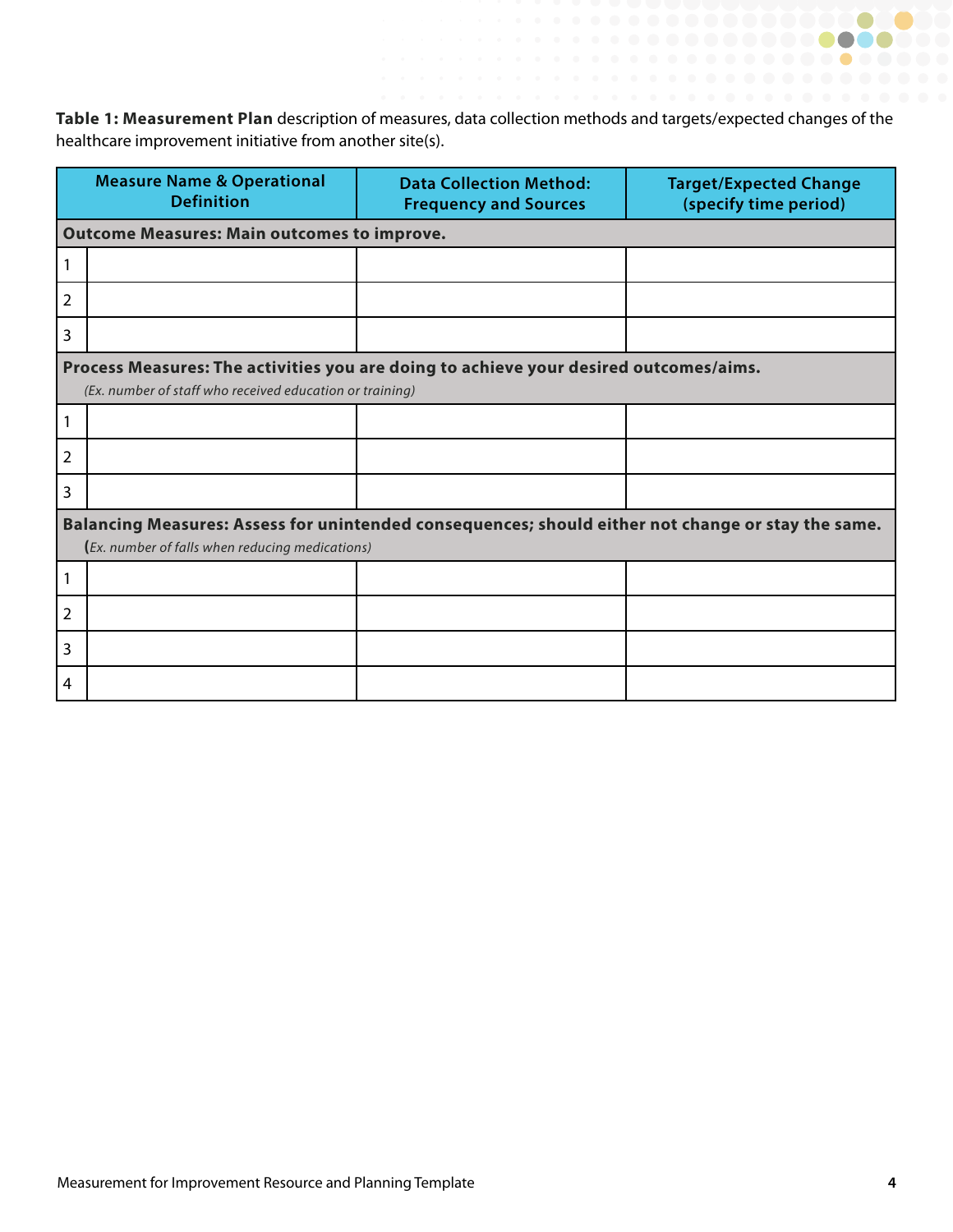**Table 1: Measurement Plan** description of measures, data collection methods and targets/expected changes of the healthcare improvement initiative from another site(s).

| | Measure Name & Operational Definition | Data Collection Method: Frequency and Sources | Target/Expected Change (specify time period) |
|---|---|---|---|
| **Outcome Measures: Main outcomes to improve.** | | | |
| 1 | | | |
| 2 | | | |
| 3 | | | |
| **Process Measures: The activities you are doing to achieve your desired outcomes/aims.** *(Ex. number of staff who received education or training)* | | | |
| 1 | | | |
| 2 | | | |
| 3 | | | |
| **Balancing Measures: Assess for unintended consequences; should either not change or stay the same.** *(Ex. number of falls when reducing medications)* | | | |
| 1 | | | |
| 2 | | | |
| 3 | | | |
| 4 | | | |